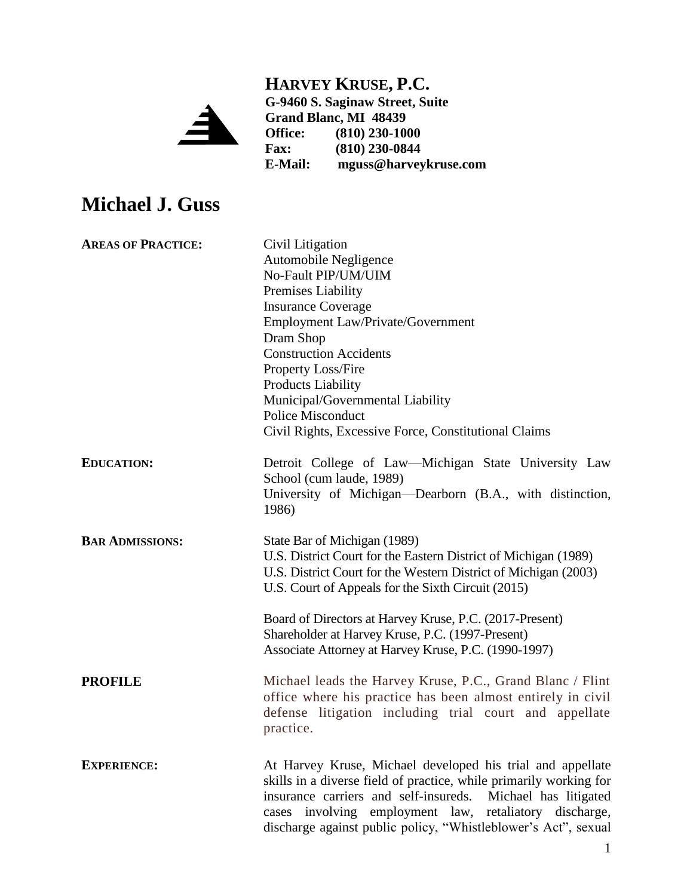**HARVEY KRUSE, P.C.**
**G-9460 S. Saginaw Street, Suite**
**Grand Blanc, MI 48439**
**Office: (810) 230-1000**
**Fax: (810) 230-0844**
**E-Mail: mguss@harveykruse.com**

# Michael J. Guss

**AREAS OF PRACTICE:**

Civil Litigation
Automobile Negligence
No-Fault PIP/UM/UIM
Premises Liability
Insurance Coverage
Employment Law/Private/Government
Dram Shop
Construction Accidents
Property Loss/Fire
Products Liability
Municipal/Governmental Liability
Police Misconduct
Civil Rights, Excessive Force, Constitutional Claims

**EDUCATION:**

Detroit College of Law—Michigan State University Law School (cum laude, 1989)
University of Michigan—Dearborn (B.A., with distinction, 1986)

**BAR ADMISSIONS:**

State Bar of Michigan (1989)
U.S. District Court for the Eastern District of Michigan (1989)
U.S. District Court for the Western District of Michigan (2003)
U.S. Court of Appeals for the Sixth Circuit (2015)

Board of Directors at Harvey Kruse, P.C. (2017-Present)
Shareholder at Harvey Kruse, P.C. (1997-Present)
Associate Attorney at Harvey Kruse, P.C. (1990-1997)

**PROFILE**

Michael leads the Harvey Kruse, P.C., Grand Blanc / Flint office where his practice has been almost entirely in civil defense litigation including trial court and appellate practice.

**EXPERIENCE:**

At Harvey Kruse, Michael developed his trial and appellate skills in a diverse field of practice, while primarily working for insurance carriers and self-insureds. Michael has litigated cases involving employment law, retaliatory discharge, discharge against public policy, "Whistleblower's Act", sexual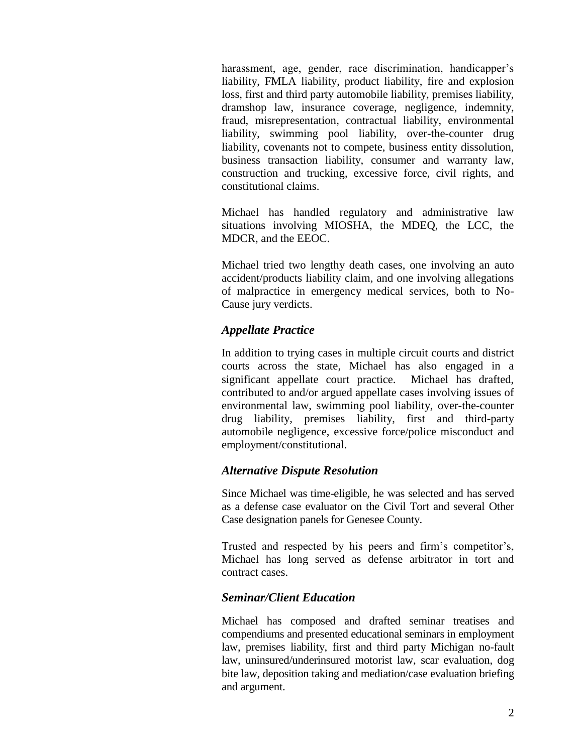harassment, age, gender, race discrimination, handicapper's liability, FMLA liability, product liability, fire and explosion loss, first and third party automobile liability, premises liability, dramshop law, insurance coverage, negligence, indemnity, fraud, misrepresentation, contractual liability, environmental liability, swimming pool liability, over-the-counter drug liability, covenants not to compete, business entity dissolution, business transaction liability, consumer and warranty law, construction and trucking, excessive force, civil rights, and constitutional claims.

Michael has handled regulatory and administrative law situations involving MIOSHA, the MDEQ, the LCC, the MDCR, and the EEOC.

Michael tried two lengthy death cases, one involving an auto accident/products liability claim, and one involving allegations of malpractice in emergency medical services, both to No-Cause jury verdicts.

### *Appellate Practice*

In addition to trying cases in multiple circuit courts and district courts across the state, Michael has also engaged in a significant appellate court practice. Michael has drafted, contributed to and/or argued appellate cases involving issues of environmental law, swimming pool liability, over-the-counter drug liability, premises liability, first and third-party automobile negligence, excessive force/police misconduct and employment/constitutional.

### *Alternative Dispute Resolution*

Since Michael was time-eligible, he was selected and has served as a defense case evaluator on the Civil Tort and several Other Case designation panels for Genesee County.

Trusted and respected by his peers and firm's competitor's, Michael has long served as defense arbitrator in tort and contract cases.

### *Seminar/Client Education*

Michael has composed and drafted seminar treatises and compendiums and presented educational seminars in employment law, premises liability, first and third party Michigan no-fault law, uninsured/underinsured motorist law, scar evaluation, dog bite law, deposition taking and mediation/case evaluation briefing and argument.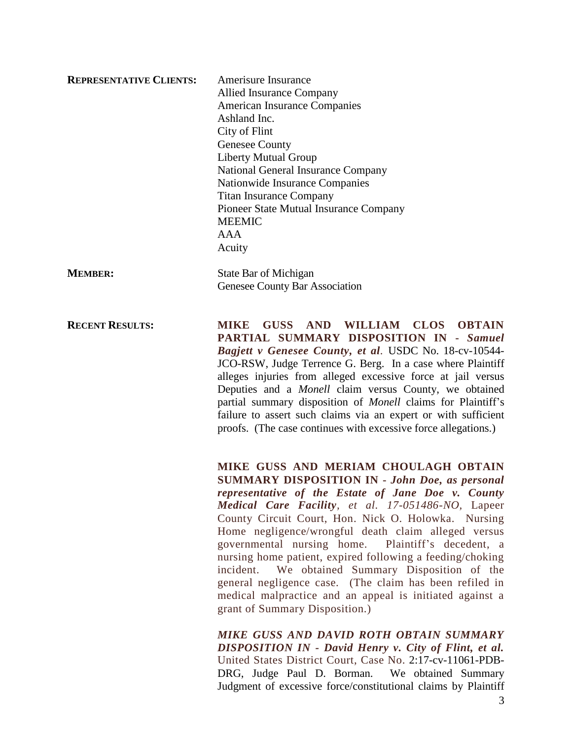**REPRESENTATIVE CLIENTS:**

Amerisure Insurance
Allied Insurance Company
American Insurance Companies
Ashland Inc.
City of Flint
Genesee County
Liberty Mutual Group
National General Insurance Company
Nationwide Insurance Companies
Titan Insurance Company
Pioneer State Mutual Insurance Company
MEEMIC
AAA
Acuity

**MEMBER:**

State Bar of Michigan
Genesee County Bar Association

**RECENT RESULTS:**

**MIKE GUSS AND WILLIAM CLOS OBTAIN PARTIAL SUMMARY DISPOSITION IN -** ***Samuel Bagjett v Genesee County, et al***. USDC No. 18-cv-10544-JCO-RSW, Judge Terrence G. Berg. In a case where Plaintiff alleges injuries from alleged excessive force at jail versus Deputies and a *Monell* claim versus County, we obtained partial summary disposition of *Monell* claims for Plaintiff's failure to assert such claims via an expert or with sufficient proofs. (The case continues with excessive force allegations.)

**MIKE GUSS AND MERIAM CHOULAGH OBTAIN SUMMARY DISPOSITION IN -** ***John Doe, as personal representative of the Estate of Jane Doe v. County Medical Care Facility****, et al. 17-051486-NO,* Lapeer County Circuit Court, Hon. Nick O. Holowka. Nursing Home negligence/wrongful death claim alleged versus governmental nursing home. Plaintiff's decedent, a nursing home patient, expired following a feeding/choking incident. We obtained Summary Disposition of the general negligence case. (The claim has been refiled in medical malpractice and an appeal is initiated against a grant of Summary Disposition.)

***MIKE GUSS AND DAVID ROTH OBTAIN SUMMARY DISPOSITION IN - David Henry v. City of Flint, et al.*** United States District Court, Case No. 2:17-cv-11061-PDB-DRG, Judge Paul D. Borman. We obtained Summary Judgment of excessive force/constitutional claims by Plaintiff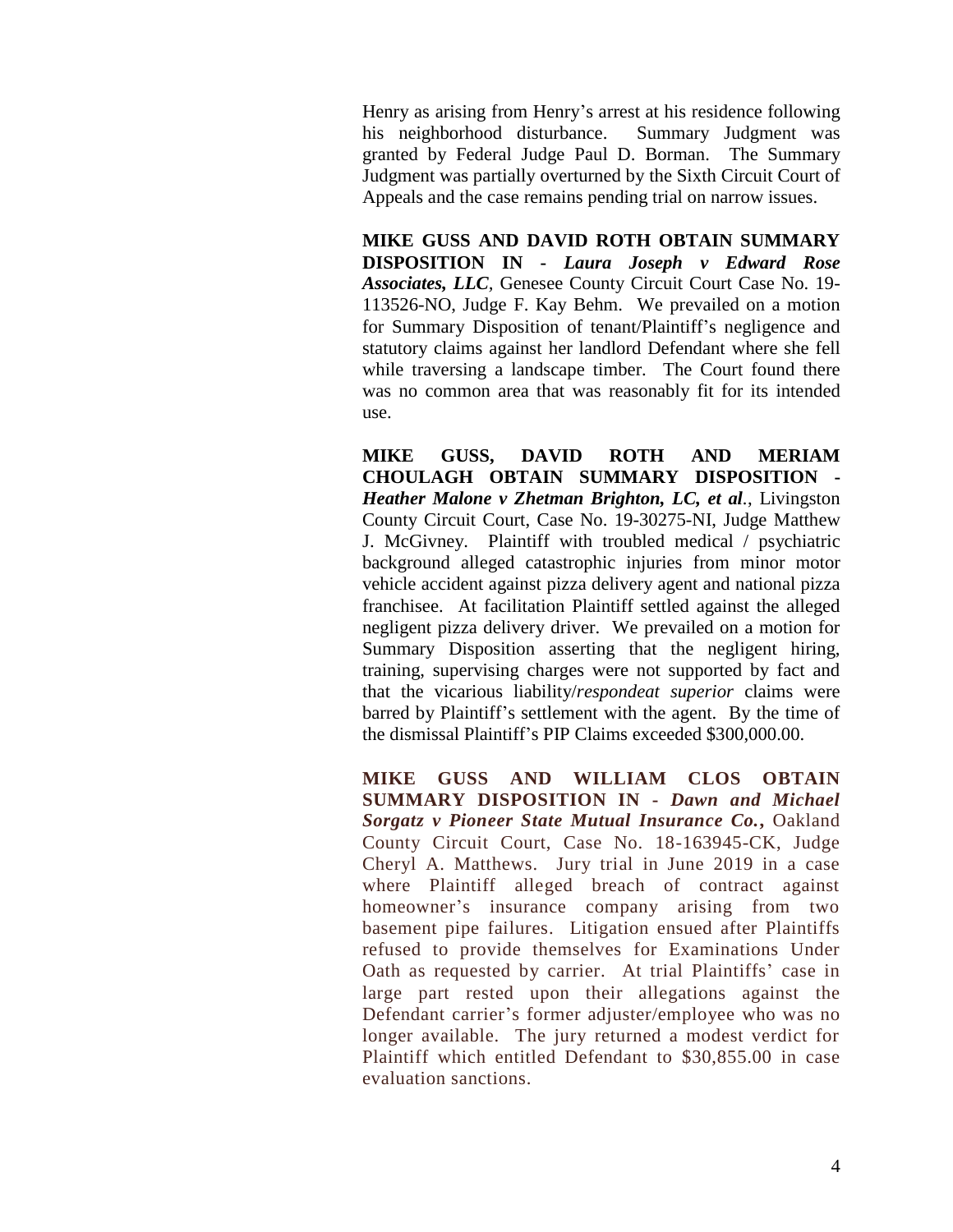Henry as arising from Henry's arrest at his residence following his neighborhood disturbance. Summary Judgment was granted by Federal Judge Paul D. Borman. The Summary Judgment was partially overturned by the Sixth Circuit Court of Appeals and the case remains pending trial on narrow issues.

**MIKE GUSS AND DAVID ROTH OBTAIN SUMMARY DISPOSITION IN -** ***Laura Joseph v Edward Rose Associates, LLC***, Genesee County Circuit Court Case No. 19-113526-NO, Judge F. Kay Behm. We prevailed on a motion for Summary Disposition of tenant/Plaintiff's negligence and statutory claims against her landlord Defendant where she fell while traversing a landscape timber. The Court found there was no common area that was reasonably fit for its intended use.

**MIKE GUSS, DAVID ROTH AND MERIAM CHOULAGH OBTAIN SUMMARY DISPOSITION -** ***Heather Malone v Zhetman Brighton, LC, et al***., Livingston County Circuit Court, Case No. 19-30275-NI, Judge Matthew J. McGivney. Plaintiff with troubled medical / psychiatric background alleged catastrophic injuries from minor motor vehicle accident against pizza delivery agent and national pizza franchisee. At facilitation Plaintiff settled against the alleged negligent pizza delivery driver. We prevailed on a motion for Summary Disposition asserting that the negligent hiring, training, supervising charges were not supported by fact and that the vicarious liability/*respondeat superior* claims were barred by Plaintiff's settlement with the agent. By the time of the dismissal Plaintiff's PIP Claims exceeded $300,000.00.

**MIKE GUSS AND WILLIAM CLOS OBTAIN SUMMARY DISPOSITION IN -** ***Dawn and Michael Sorgatz v Pioneer State Mutual Insurance Co.***, Oakland County Circuit Court, Case No. 18-163945-CK, Judge Cheryl A. Matthews. Jury trial in June 2019 in a case where Plaintiff alleged breach of contract against homeowner's insurance company arising from two basement pipe failures. Litigation ensued after Plaintiffs refused to provide themselves for Examinations Under Oath as requested by carrier. At trial Plaintiffs' case in large part rested upon their allegations against the Defendant carrier's former adjuster/employee who was no longer available. The jury returned a modest verdict for Plaintiff which entitled Defendant to $30,855.00 in case evaluation sanctions.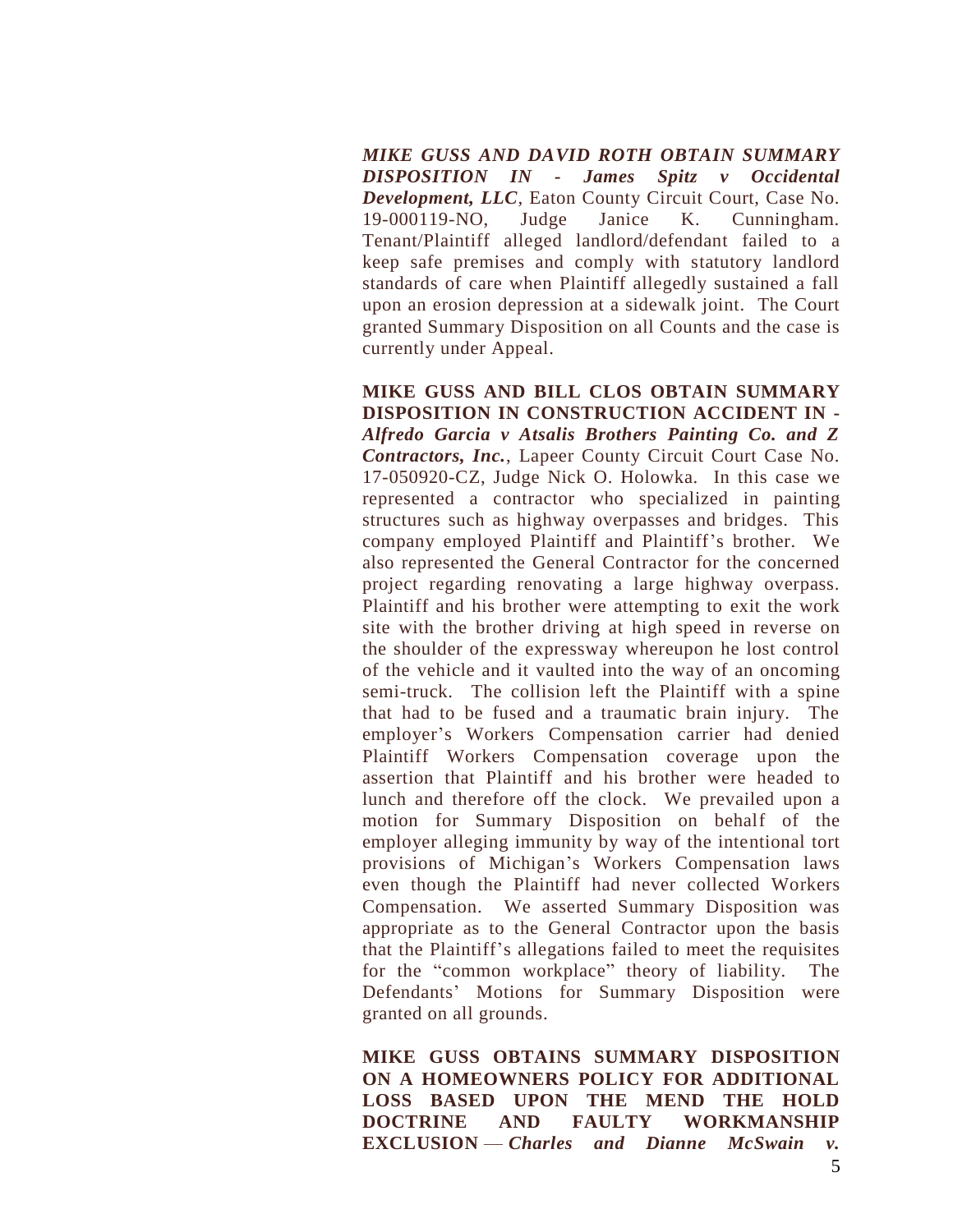***MIKE GUSS AND DAVID ROTH OBTAIN SUMMARY DISPOSITION IN - James Spitz v Occidental Development, LLC***, Eaton County Circuit Court, Case No. 19-000119-NO, Judge Janice K. Cunningham. Tenant/Plaintiff alleged landlord/defendant failed to a keep safe premises and comply with statutory landlord standards of care when Plaintiff allegedly sustained a fall upon an erosion depression at a sidewalk joint. The Court granted Summary Disposition on all Counts and the case is currently under Appeal.

**MIKE GUSS AND BILL CLOS OBTAIN SUMMARY DISPOSITION IN CONSTRUCTION ACCIDENT IN -** ***Alfredo Garcia v Atsalis Brothers Painting Co. and Z Contractors, Inc.***, Lapeer County Circuit Court Case No. 17-050920-CZ, Judge Nick O. Holowka. In this case we represented a contractor who specialized in painting structures such as highway overpasses and bridges. This company employed Plaintiff and Plaintiff's brother. We also represented the General Contractor for the concerned project regarding renovating a large highway overpass. Plaintiff and his brother were attempting to exit the work site with the brother driving at high speed in reverse on the shoulder of the expressway whereupon he lost control of the vehicle and it vaulted into the way of an oncoming semi-truck. The collision left the Plaintiff with a spine that had to be fused and a traumatic brain injury. The employer's Workers Compensation carrier had denied Plaintiff Workers Compensation coverage upon the assertion that Plaintiff and his brother were headed to lunch and therefore off the clock. We prevailed upon a motion for Summary Disposition on behalf of the employer alleging immunity by way of the intentional tort provisions of Michigan's Workers Compensation laws even though the Plaintiff had never collected Workers Compensation. We asserted Summary Disposition was appropriate as to the General Contractor upon the basis that the Plaintiff's allegations failed to meet the requisites for the "common workplace" theory of liability. The Defendants' Motions for Summary Disposition were granted on all grounds.

**MIKE GUSS OBTAINS SUMMARY DISPOSITION ON A HOMEOWNERS POLICY FOR ADDITIONAL LOSS BASED UPON THE MEND THE HOLD DOCTRINE AND FAULTY WORKMANSHIP EXCLUSION** — ***Charles and Dianne McSwain v.***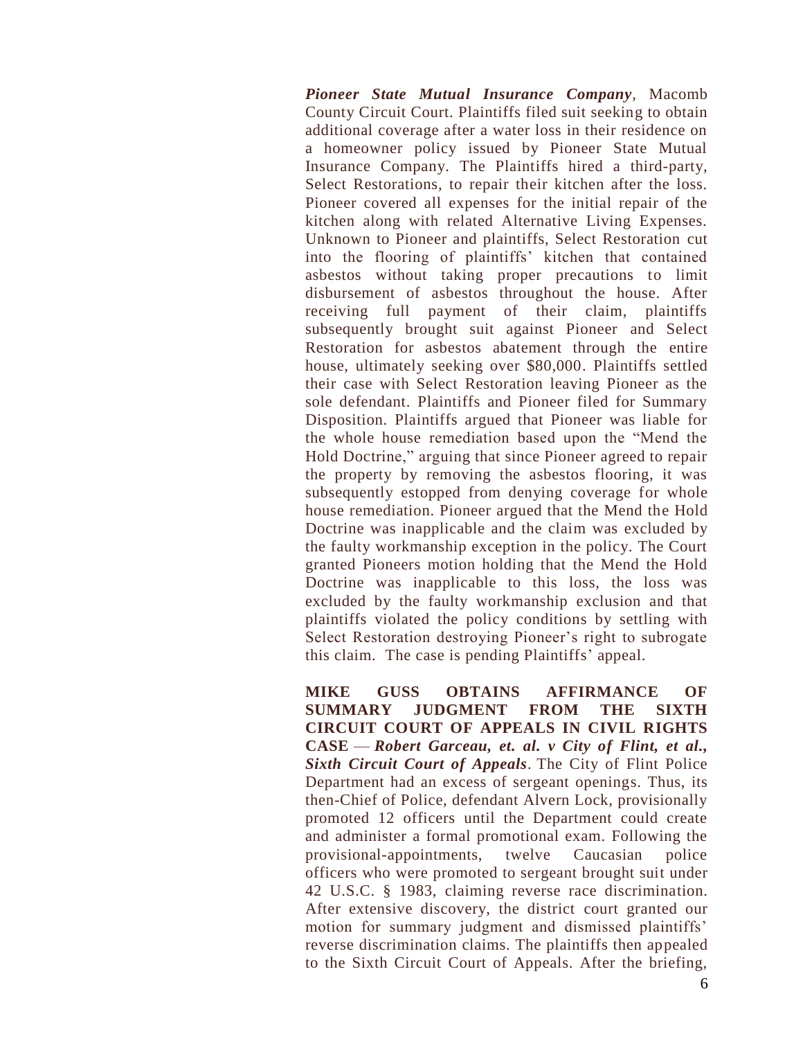*Pioneer State Mutual Insurance Company*, Macomb County Circuit Court. Plaintiffs filed suit seeking to obtain additional coverage after a water loss in their residence on a homeowner policy issued by Pioneer State Mutual Insurance Company. The Plaintiffs hired a third-party, Select Restorations, to repair their kitchen after the loss. Pioneer covered all expenses for the initial repair of the kitchen along with related Alternative Living Expenses. Unknown to Pioneer and plaintiffs, Select Restoration cut into the flooring of plaintiffs' kitchen that contained asbestos without taking proper precautions to limit disbursement of asbestos throughout the house. After receiving full payment of their claim, plaintiffs subsequently brought suit against Pioneer and Select Restoration for asbestos abatement through the entire house, ultimately seeking over $80,000. Plaintiffs settled their case with Select Restoration leaving Pioneer as the sole defendant. Plaintiffs and Pioneer filed for Summary Disposition. Plaintiffs argued that Pioneer was liable for the whole house remediation based upon the "Mend the Hold Doctrine," arguing that since Pioneer agreed to repair the property by removing the asbestos flooring, it was subsequently estopped from denying coverage for whole house remediation. Pioneer argued that the Mend the Hold Doctrine was inapplicable and the claim was excluded by the faulty workmanship exception in the policy. The Court granted Pioneers motion holding that the Mend the Hold Doctrine was inapplicable to this loss, the loss was excluded by the faulty workmanship exclusion and that plaintiffs violated the policy conditions by settling with Select Restoration destroying Pioneer's right to subrogate this claim. The case is pending Plaintiffs' appeal.

**MIKE GUSS OBTAINS AFFIRMANCE OF SUMMARY JUDGMENT FROM THE SIXTH CIRCUIT COURT OF APPEALS IN CIVIL RIGHTS CASE** — ***Robert Garceau, et. al. v City of Flint, et al., Sixth Circuit Court of Appeals***. The City of Flint Police Department had an excess of sergeant openings. Thus, its then-Chief of Police, defendant Alvern Lock, provisionally promoted 12 officers until the Department could create and administer a formal promotional exam. Following the provisional-appointments, twelve Caucasian police officers who were promoted to sergeant brought suit under 42 U.S.C. § 1983, claiming reverse race discrimination. After extensive discovery, the district court granted our motion for summary judgment and dismissed plaintiffs' reverse discrimination claims. The plaintiffs then appealed to the Sixth Circuit Court of Appeals. After the briefing,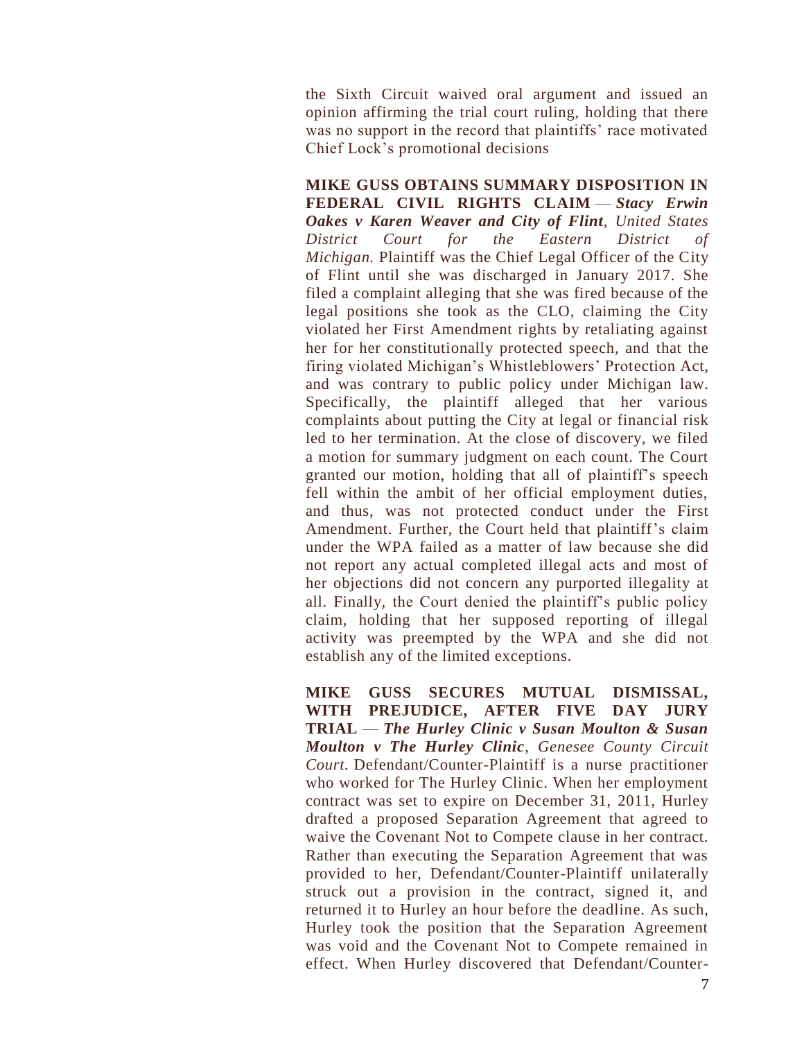the Sixth Circuit waived oral argument and issued an opinion affirming the trial court ruling, holding that there was no support in the record that plaintiffs' race motivated Chief Lock's promotional decisions

**MIKE GUSS OBTAINS SUMMARY DISPOSITION IN FEDERAL CIVIL RIGHTS CLAIM** — ***Stacy Erwin Oakes v Karen Weaver and City of Flint***, *United States District Court for the Eastern District of Michigan.* Plaintiff was the Chief Legal Officer of the City of Flint until she was discharged in January 2017. She filed a complaint alleging that she was fired because of the legal positions she took as the CLO, claiming the City violated her First Amendment rights by retaliating against her for her constitutionally protected speech, and that the firing violated Michigan's Whistleblowers' Protection Act, and was contrary to public policy under Michigan law. Specifically, the plaintiff alleged that her various complaints about putting the City at legal or financial risk led to her termination. At the close of discovery, we filed a motion for summary judgment on each count. The Court granted our motion, holding that all of plaintiff's speech fell within the ambit of her official employment duties, and thus, was not protected conduct under the First Amendment. Further, the Court held that plaintiff's claim under the WPA failed as a matter of law because she did not report any actual completed illegal acts and most of her objections did not concern any purported illegality at all. Finally, the Court denied the plaintiff's public policy claim, holding that her supposed reporting of illegal activity was preempted by the WPA and she did not establish any of the limited exceptions.

**MIKE GUSS SECURES MUTUAL DISMISSAL, WITH PREJUDICE, AFTER FIVE DAY JURY TRIAL** — ***The Hurley Clinic v Susan Moulton & Susan Moulton v The Hurley Clinic***, *Genesee County Circuit Court.* Defendant/Counter-Plaintiff is a nurse practitioner who worked for The Hurley Clinic. When her employment contract was set to expire on December 31, 2011, Hurley drafted a proposed Separation Agreement that agreed to waive the Covenant Not to Compete clause in her contract. Rather than executing the Separation Agreement that was provided to her, Defendant/Counter-Plaintiff unilaterally struck out a provision in the contract, signed it, and returned it to Hurley an hour before the deadline. As such, Hurley took the position that the Separation Agreement was void and the Covenant Not to Compete remained in effect. When Hurley discovered that Defendant/Counter-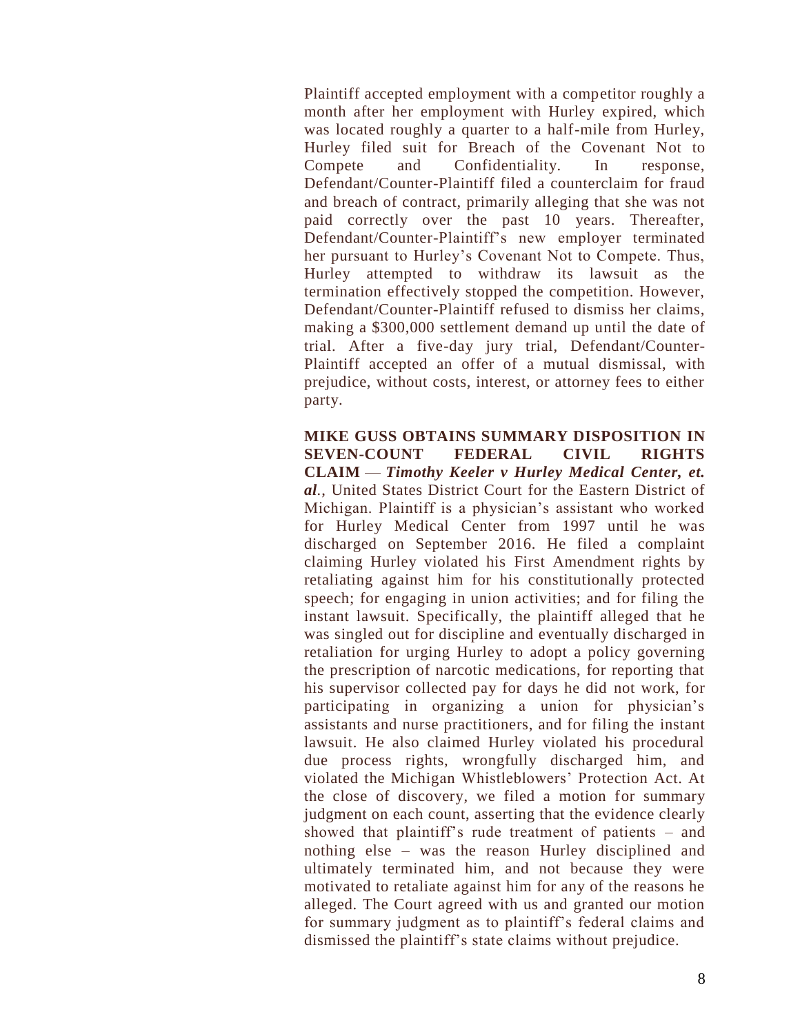Plaintiff accepted employment with a competitor roughly a month after her employment with Hurley expired, which was located roughly a quarter to a half-mile from Hurley, Hurley filed suit for Breach of the Covenant Not to Compete and Confidentiality. In response, Defendant/Counter-Plaintiff filed a counterclaim for fraud and breach of contract, primarily alleging that she was not paid correctly over the past 10 years. Thereafter, Defendant/Counter-Plaintiff's new employer terminated her pursuant to Hurley's Covenant Not to Compete. Thus, Hurley attempted to withdraw its lawsuit as the termination effectively stopped the competition. However, Defendant/Counter-Plaintiff refused to dismiss her claims, making a $300,000 settlement demand up until the date of trial. After a five-day jury trial, Defendant/Counter-Plaintiff accepted an offer of a mutual dismissal, with prejudice, without costs, interest, or attorney fees to either party.

**MIKE GUSS OBTAINS SUMMARY DISPOSITION IN SEVEN-COUNT FEDERAL CIVIL RIGHTS CLAIM** — ***Timothy Keeler v Hurley Medical Center, et. al.***, United States District Court for the Eastern District of Michigan. Plaintiff is a physician's assistant who worked for Hurley Medical Center from 1997 until he was discharged on September 2016. He filed a complaint claiming Hurley violated his First Amendment rights by retaliating against him for his constitutionally protected speech; for engaging in union activities; and for filing the instant lawsuit. Specifically, the plaintiff alleged that he was singled out for discipline and eventually discharged in retaliation for urging Hurley to adopt a policy governing the prescription of narcotic medications, for reporting that his supervisor collected pay for days he did not work, for participating in organizing a union for physician's assistants and nurse practitioners, and for filing the instant lawsuit. He also claimed Hurley violated his procedural due process rights, wrongfully discharged him, and violated the Michigan Whistleblowers' Protection Act. At the close of discovery, we filed a motion for summary judgment on each count, asserting that the evidence clearly showed that plaintiff's rude treatment of patients – and nothing else – was the reason Hurley disciplined and ultimately terminated him, and not because they were motivated to retaliate against him for any of the reasons he alleged. The Court agreed with us and granted our motion for summary judgment as to plaintiff's federal claims and dismissed the plaintiff's state claims without prejudice.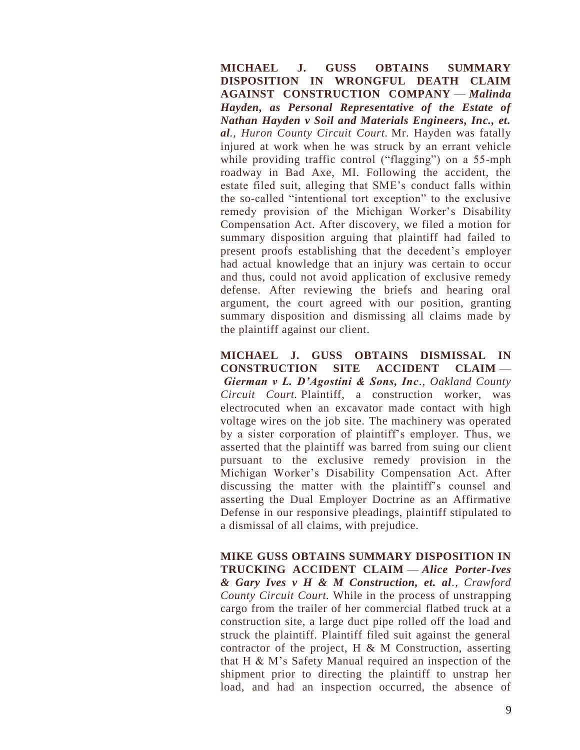**MICHAEL J. GUSS OBTAINS SUMMARY DISPOSITION IN WRONGFUL DEATH CLAIM AGAINST CONSTRUCTION COMPANY** — ***Malinda Hayden, as Personal Representative of the Estate of Nathan Hayden v Soil and Materials Engineers, Inc., et. al.**, Huron County Circuit Court*. Mr. Hayden was fatally injured at work when he was struck by an errant vehicle while providing traffic control ("flagging") on a 55-mph roadway in Bad Axe, MI. Following the accident, the estate filed suit, alleging that SME's conduct falls within the so-called "intentional tort exception" to the exclusive remedy provision of the Michigan Worker's Disability Compensation Act. After discovery, we filed a motion for summary disposition arguing that plaintiff had failed to present proofs establishing that the decedent's employer had actual knowledge that an injury was certain to occur and thus, could not avoid application of exclusive remedy defense. After reviewing the briefs and hearing oral argument, the court agreed with our position, granting summary disposition and dismissing all claims made by the plaintiff against our client.

**MICHAEL J. GUSS OBTAINS DISMISSAL IN CONSTRUCTION SITE ACCIDENT CLAIM** — ***Gierman v L. D'Agostini & Sons, Inc**., Oakland County Circuit Court*. Plaintiff, a construction worker, was electrocuted when an excavator made contact with high voltage wires on the job site. The machinery was operated by a sister corporation of plaintiff's employer. Thus, we asserted that the plaintiff was barred from suing our client pursuant to the exclusive remedy provision in the Michigan Worker's Disability Compensation Act. After discussing the matter with the plaintiff's counsel and asserting the Dual Employer Doctrine as an Affirmative Defense in our responsive pleadings, plaintiff stipulated to a dismissal of all claims, with prejudice.

**MIKE GUSS OBTAINS SUMMARY DISPOSITION IN TRUCKING ACCIDENT CLAIM** — ***Alice Porter-Ives & Gary Ives v H & M Construction, et. al**., Crawford County Circuit Court*. While in the process of unstrapping cargo from the trailer of her commercial flatbed truck at a construction site, a large duct pipe rolled off the load and struck the plaintiff. Plaintiff filed suit against the general contractor of the project, H & M Construction, asserting that H & M's Safety Manual required an inspection of the shipment prior to directing the plaintiff to unstrap her load, and had an inspection occurred, the absence of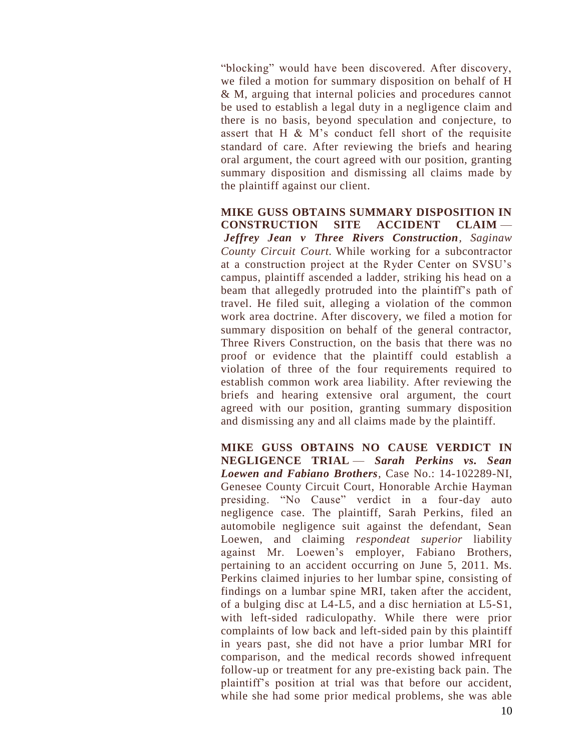"blocking" would have been discovered. After discovery, we filed a motion for summary disposition on behalf of H & M, arguing that internal policies and procedures cannot be used to establish a legal duty in a negligence claim and there is no basis, beyond speculation and conjecture, to assert that H & M's conduct fell short of the requisite standard of care. After reviewing the briefs and hearing oral argument, the court agreed with our position, granting summary disposition and dismissing all claims made by the plaintiff against our client.

**MIKE GUSS OBTAINS SUMMARY DISPOSITION IN CONSTRUCTION SITE ACCIDENT CLAIM** — ***Jeffrey Jean v Three Rivers Construction***, *Saginaw County Circuit Court.* While working for a subcontractor at a construction project at the Ryder Center on SVSU's campus, plaintiff ascended a ladder, striking his head on a beam that allegedly protruded into the plaintiff's path of travel. He filed suit, alleging a violation of the common work area doctrine. After discovery, we filed a motion for summary disposition on behalf of the general contractor, Three Rivers Construction, on the basis that there was no proof or evidence that the plaintiff could establish a violation of three of the four requirements required to establish common work area liability. After reviewing the briefs and hearing extensive oral argument, the court agreed with our position, granting summary disposition and dismissing any and all claims made by the plaintiff.

**MIKE GUSS OBTAINS NO CAUSE VERDICT IN NEGLIGENCE TRIAL** — ***Sarah Perkins vs. Sean Loewen and Fabiano Brothers***, Case No.: 14-102289-NI, Genesee County Circuit Court, Honorable Archie Hayman presiding. "No Cause" verdict in a four-day auto negligence case. The plaintiff, Sarah Perkins, filed an automobile negligence suit against the defendant, Sean Loewen, and claiming *respondeat superior* liability against Mr. Loewen's employer, Fabiano Brothers, pertaining to an accident occurring on June 5, 2011. Ms. Perkins claimed injuries to her lumbar spine, consisting of findings on a lumbar spine MRI, taken after the accident, of a bulging disc at L4-L5, and a disc herniation at L5-S1, with left-sided radiculopathy. While there were prior complaints of low back and left-sided pain by this plaintiff in years past, she did not have a prior lumbar MRI for comparison, and the medical records showed infrequent follow-up or treatment for any pre-existing back pain. The plaintiff's position at trial was that before our accident, while she had some prior medical problems, she was able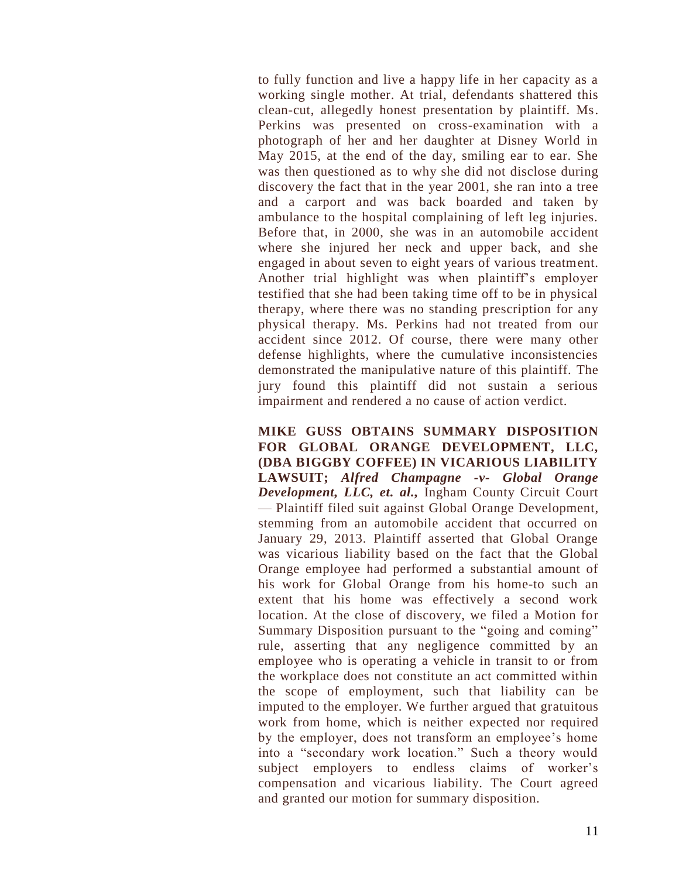to fully function and live a happy life in her capacity as a working single mother. At trial, defendants shattered this clean-cut, allegedly honest presentation by plaintiff. Ms. Perkins was presented on cross-examination with a photograph of her and her daughter at Disney World in May 2015, at the end of the day, smiling ear to ear. She was then questioned as to why she did not disclose during discovery the fact that in the year 2001, she ran into a tree and a carport and was back boarded and taken by ambulance to the hospital complaining of left leg injuries. Before that, in 2000, she was in an automobile accident where she injured her neck and upper back, and she engaged in about seven to eight years of various treatment. Another trial highlight was when plaintiff's employer testified that she had been taking time off to be in physical therapy, where there was no standing prescription for any physical therapy. Ms. Perkins had not treated from our accident since 2012. Of course, there were many other defense highlights, where the cumulative inconsistencies demonstrated the manipulative nature of this plaintiff. The jury found this plaintiff did not sustain a serious impairment and rendered a no cause of action verdict.

**MIKE GUSS OBTAINS SUMMARY DISPOSITION FOR GLOBAL ORANGE DEVELOPMENT, LLC, (DBA BIGGBY COFFEE) IN VICARIOUS LIABILITY LAWSUIT; *Alfred Champagne -v- Global Orange Development, LLC, et. al.*,** Ingham County Circuit Court — Plaintiff filed suit against Global Orange Development, stemming from an automobile accident that occurred on January 29, 2013. Plaintiff asserted that Global Orange was vicarious liability based on the fact that the Global Orange employee had performed a substantial amount of his work for Global Orange from his home-to such an extent that his home was effectively a second work location. At the close of discovery, we filed a Motion for Summary Disposition pursuant to the "going and coming" rule, asserting that any negligence committed by an employee who is operating a vehicle in transit to or from the workplace does not constitute an act committed within the scope of employment, such that liability can be imputed to the employer. We further argued that gratuitous work from home, which is neither expected nor required by the employer, does not transform an employee's home into a "secondary work location." Such a theory would subject employers to endless claims of worker's compensation and vicarious liability. The Court agreed and granted our motion for summary disposition.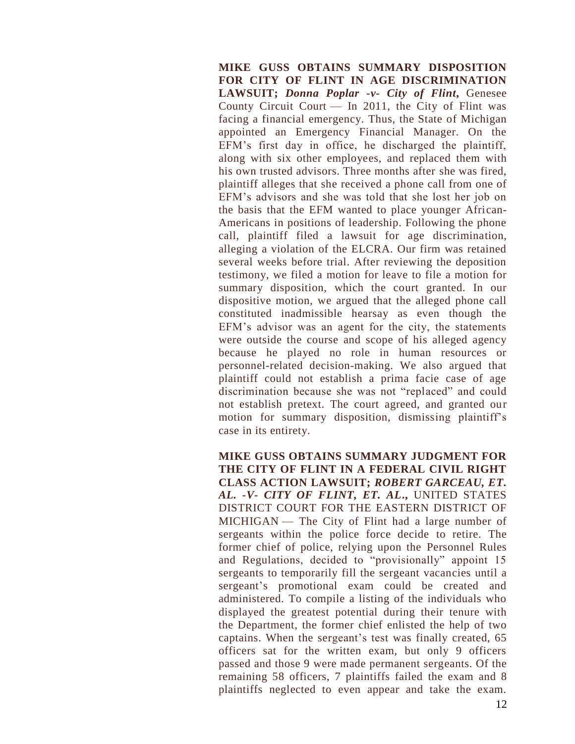**MIKE GUSS OBTAINS SUMMARY DISPOSITION FOR CITY OF FLINT IN AGE DISCRIMINATION LAWSUIT; *Donna Poplar -v- City of Flint*,** Genesee County Circuit Court — In 2011, the City of Flint was facing a financial emergency. Thus, the State of Michigan appointed an Emergency Financial Manager. On the EFM's first day in office, he discharged the plaintiff, along with six other employees, and replaced them with his own trusted advisors. Three months after she was fired, plaintiff alleges that she received a phone call from one of EFM's advisors and she was told that she lost her job on the basis that the EFM wanted to place younger African-Americans in positions of leadership. Following the phone call, plaintiff filed a lawsuit for age discrimination, alleging a violation of the ELCRA. Our firm was retained several weeks before trial. After reviewing the deposition testimony, we filed a motion for leave to file a motion for summary disposition, which the court granted. In our dispositive motion, we argued that the alleged phone call constituted inadmissible hearsay as even though the EFM's advisor was an agent for the city, the statements were outside the course and scope of his alleged agency because he played no role in human resources or personnel-related decision-making. We also argued that plaintiff could not establish a prima facie case of age discrimination because she was not "replaced" and could not establish pretext. The court agreed, and granted our motion for summary disposition, dismissing plaintiff's case in its entirety.

**MIKE GUSS OBTAINS SUMMARY JUDGMENT FOR THE CITY OF FLINT IN A FEDERAL CIVIL RIGHT CLASS ACTION LAWSUIT; *ROBERT GARCEAU, ET. AL. -V- CITY OF FLINT, ET. AL.*,** UNITED STATES DISTRICT COURT FOR THE EASTERN DISTRICT OF MICHIGAN — The City of Flint had a large number of sergeants within the police force decide to retire. The former chief of police, relying upon the Personnel Rules and Regulations, decided to "provisionally" appoint 15 sergeants to temporarily fill the sergeant vacancies until a sergeant's promotional exam could be created and administered. To compile a listing of the individuals who displayed the greatest potential during their tenure with the Department, the former chief enlisted the help of two captains. When the sergeant's test was finally created, 65 officers sat for the written exam, but only 9 officers passed and those 9 were made permanent sergeants. Of the remaining 58 officers, 7 plaintiffs failed the exam and 8 plaintiffs neglected to even appear and take the exam.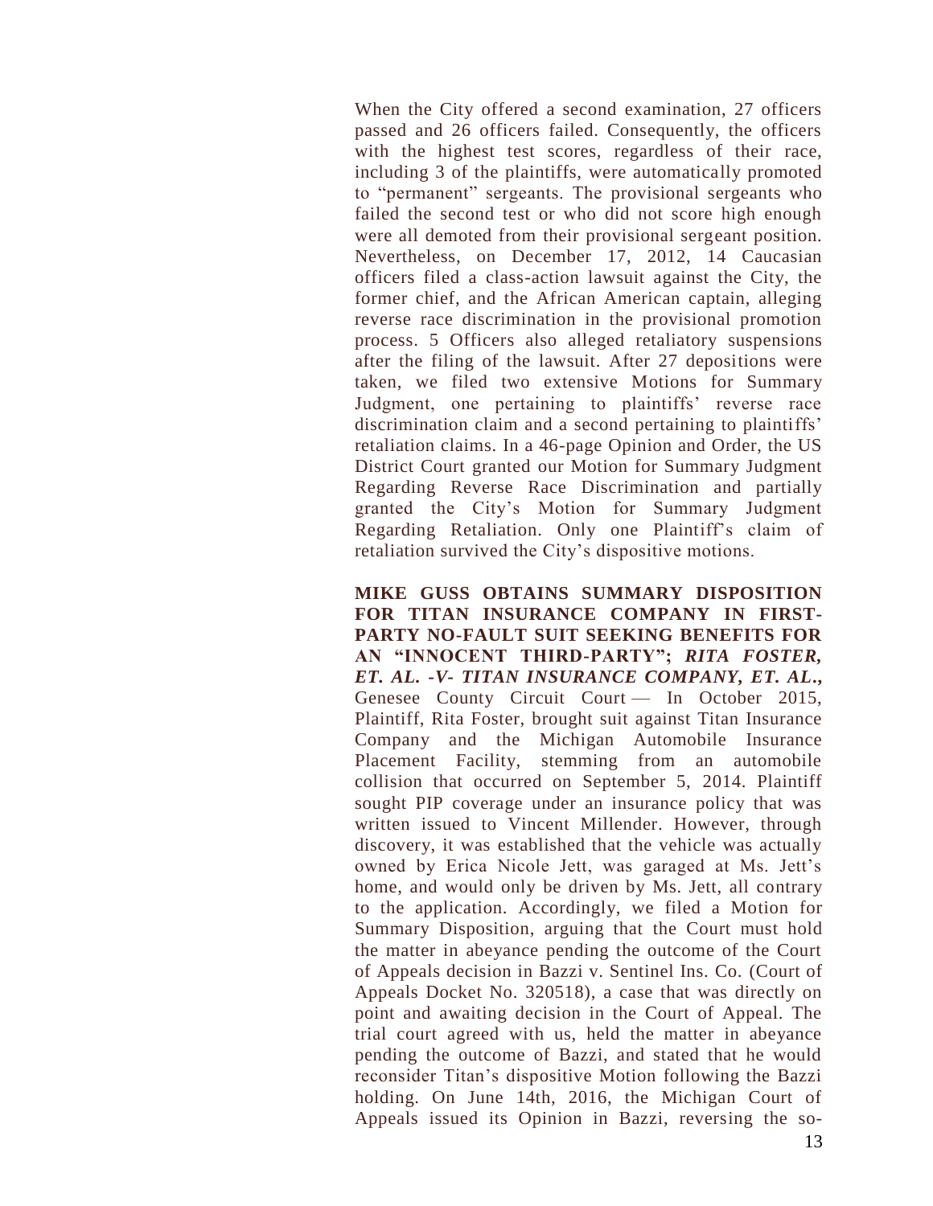When the City offered a second examination, 27 officers passed and 26 officers failed. Consequently, the officers with the highest test scores, regardless of their race, including 3 of the plaintiffs, were automatically promoted to "permanent" sergeants. The provisional sergeants who failed the second test or who did not score high enough were all demoted from their provisional sergeant position. Nevertheless, on December 17, 2012, 14 Caucasian officers filed a class-action lawsuit against the City, the former chief, and the African American captain, alleging reverse race discrimination in the provisional promotion process. 5 Officers also alleged retaliatory suspensions after the filing of the lawsuit. After 27 depositions were taken, we filed two extensive Motions for Summary Judgment, one pertaining to plaintiffs' reverse race discrimination claim and a second pertaining to plaintiffs' retaliation claims. In a 46-page Opinion and Order, the US District Court granted our Motion for Summary Judgment Regarding Reverse Race Discrimination and partially granted the City's Motion for Summary Judgment Regarding Retaliation. Only one Plaintiff's claim of retaliation survived the City's dispositive motions.

**MIKE GUSS OBTAINS SUMMARY DISPOSITION FOR TITAN INSURANCE COMPANY IN FIRST-PARTY NO-FAULT SUIT SEEKING BENEFITS FOR AN "INNOCENT THIRD-PARTY"; *RITA FOSTER, ET. AL. -V- TITAN INSURANCE COMPANY, ET. AL.*,** Genesee County Circuit Court — In October 2015, Plaintiff, Rita Foster, brought suit against Titan Insurance Company and the Michigan Automobile Insurance Placement Facility, stemming from an automobile collision that occurred on September 5, 2014. Plaintiff sought PIP coverage under an insurance policy that was written issued to Vincent Millender. However, through discovery, it was established that the vehicle was actually owned by Erica Nicole Jett, was garaged at Ms. Jett's home, and would only be driven by Ms. Jett, all contrary to the application. Accordingly, we filed a Motion for Summary Disposition, arguing that the Court must hold the matter in abeyance pending the outcome of the Court of Appeals decision in Bazzi v. Sentinel Ins. Co. (Court of Appeals Docket No. 320518), a case that was directly on point and awaiting decision in the Court of Appeal. The trial court agreed with us, held the matter in abeyance pending the outcome of Bazzi, and stated that he would reconsider Titan's dispositive Motion following the Bazzi holding. On June 14th, 2016, the Michigan Court of Appeals issued its Opinion in Bazzi, reversing the so-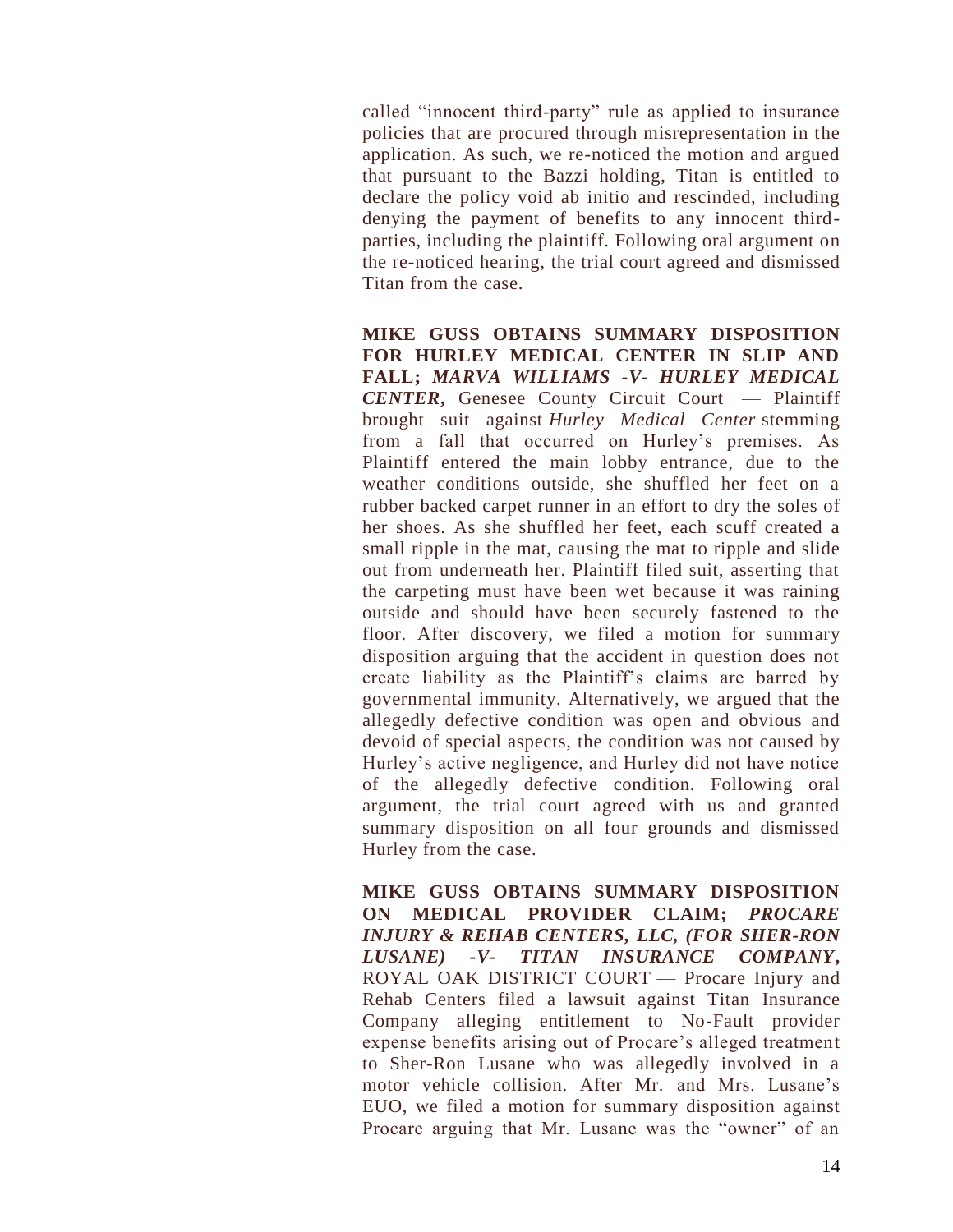called "innocent third-party" rule as applied to insurance policies that are procured through misrepresentation in the application. As such, we re-noticed the motion and argued that pursuant to the Bazzi holding, Titan is entitled to declare the policy void ab initio and rescinded, including denying the payment of benefits to any innocent third-parties, including the plaintiff. Following oral argument on the re-noticed hearing, the trial court agreed and dismissed Titan from the case.

**MIKE GUSS OBTAINS SUMMARY DISPOSITION FOR HURLEY MEDICAL CENTER IN SLIP AND FALL; *MARVA WILLIAMS -V- HURLEY MEDICAL CENTER*,** Genesee County Circuit Court — Plaintiff brought suit against *Hurley Medical Center* stemming from a fall that occurred on Hurley's premises. As Plaintiff entered the main lobby entrance, due to the weather conditions outside, she shuffled her feet on a rubber backed carpet runner in an effort to dry the soles of her shoes. As she shuffled her feet, each scuff created a small ripple in the mat, causing the mat to ripple and slide out from underneath her. Plaintiff filed suit, asserting that the carpeting must have been wet because it was raining outside and should have been securely fastened to the floor. After discovery, we filed a motion for summary disposition arguing that the accident in question does not create liability as the Plaintiff's claims are barred by governmental immunity. Alternatively, we argued that the allegedly defective condition was open and obvious and devoid of special aspects, the condition was not caused by Hurley's active negligence, and Hurley did not have notice of the allegedly defective condition. Following oral argument, the trial court agreed with us and granted summary disposition on all four grounds and dismissed Hurley from the case.

**MIKE GUSS OBTAINS SUMMARY DISPOSITION ON MEDICAL PROVIDER CLAIM; *PROCARE INJURY & REHAB CENTERS, LLC, (FOR SHER-RON LUSANE) -V- TITAN INSURANCE COMPANY*,** ROYAL OAK DISTRICT COURT — Procare Injury and Rehab Centers filed a lawsuit against Titan Insurance Company alleging entitlement to No-Fault provider expense benefits arising out of Procare's alleged treatment to Sher-Ron Lusane who was allegedly involved in a motor vehicle collision. After Mr. and Mrs. Lusane's EUO, we filed a motion for summary disposition against Procare arguing that Mr. Lusane was the "owner" of an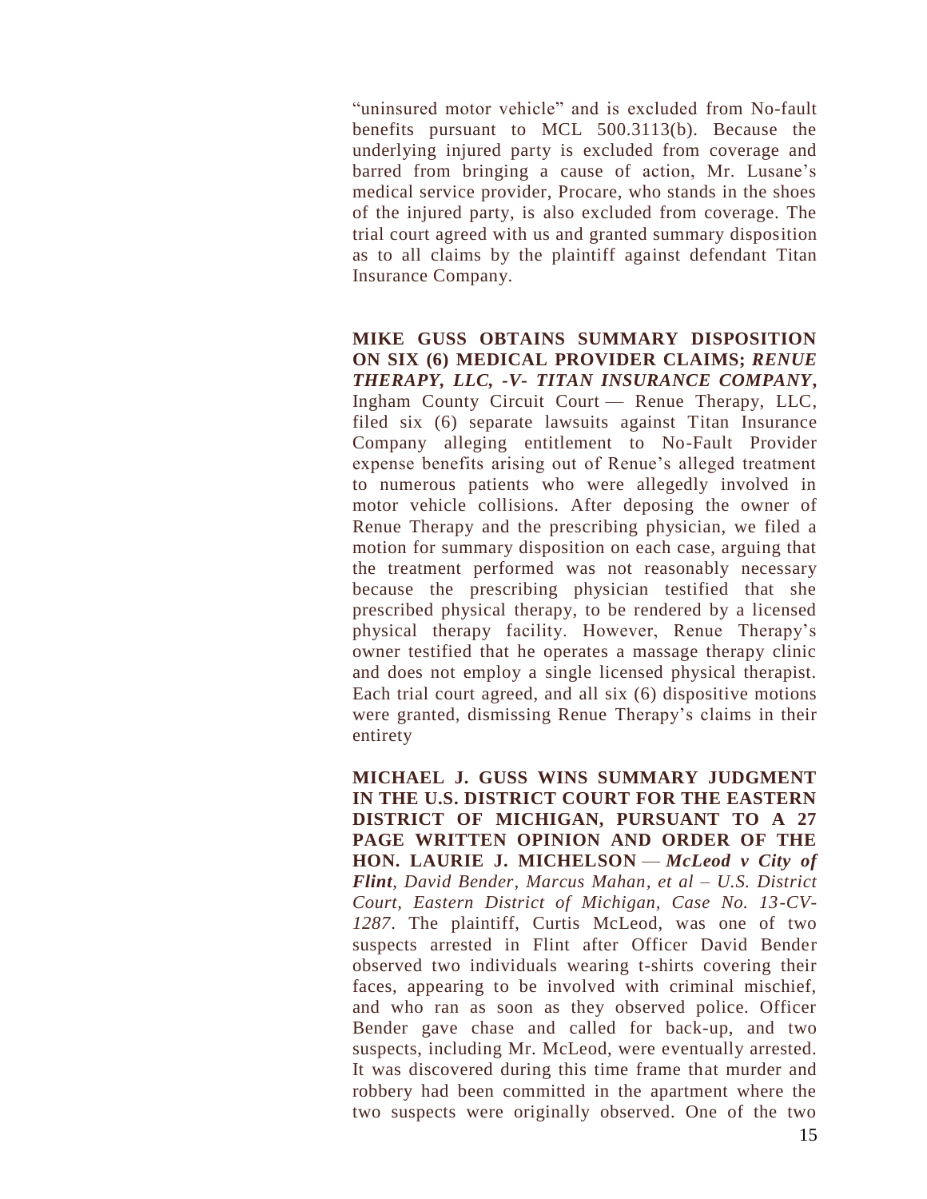"uninsured motor vehicle" and is excluded from No-fault benefits pursuant to MCL 500.3113(b). Because the underlying injured party is excluded from coverage and barred from bringing a cause of action, Mr. Lusane's medical service provider, Procare, who stands in the shoes of the injured party, is also excluded from coverage. The trial court agreed with us and granted summary disposition as to all claims by the plaintiff against defendant Titan Insurance Company.

**MIKE GUSS OBTAINS SUMMARY DISPOSITION ON SIX (6) MEDICAL PROVIDER CLAIMS; *RENUE THERAPY, LLC, -V- TITAN INSURANCE COMPANY*,** Ingham County Circuit Court — Renue Therapy, LLC, filed six (6) separate lawsuits against Titan Insurance Company alleging entitlement to No-Fault Provider expense benefits arising out of Renue's alleged treatment to numerous patients who were allegedly involved in motor vehicle collisions. After deposing the owner of Renue Therapy and the prescribing physician, we filed a motion for summary disposition on each case, arguing that the treatment performed was not reasonably necessary because the prescribing physician testified that she prescribed physical therapy, to be rendered by a licensed physical therapy facility. However, Renue Therapy's owner testified that he operates a massage therapy clinic and does not employ a single licensed physical therapist. Each trial court agreed, and all six (6) dispositive motions were granted, dismissing Renue Therapy's claims in their entirety

**MICHAEL J. GUSS WINS SUMMARY JUDGMENT IN THE U.S. DISTRICT COURT FOR THE EASTERN DISTRICT OF MICHIGAN, PURSUANT TO A 27 PAGE WRITTEN OPINION AND ORDER OF THE HON. LAURIE J. MICHELSON** — ***McLeod v City of Flint****, David Bender, Marcus Mahan, et al – U.S. District Court, Eastern District of Michigan, Case No. 13-CV-1287*. The plaintiff, Curtis McLeod, was one of two suspects arrested in Flint after Officer David Bender observed two individuals wearing t-shirts covering their faces, appearing to be involved with criminal mischief, and who ran as soon as they observed police. Officer Bender gave chase and called for back-up, and two suspects, including Mr. McLeod, were eventually arrested. It was discovered during this time frame that murder and robbery had been committed in the apartment where the two suspects were originally observed. One of the two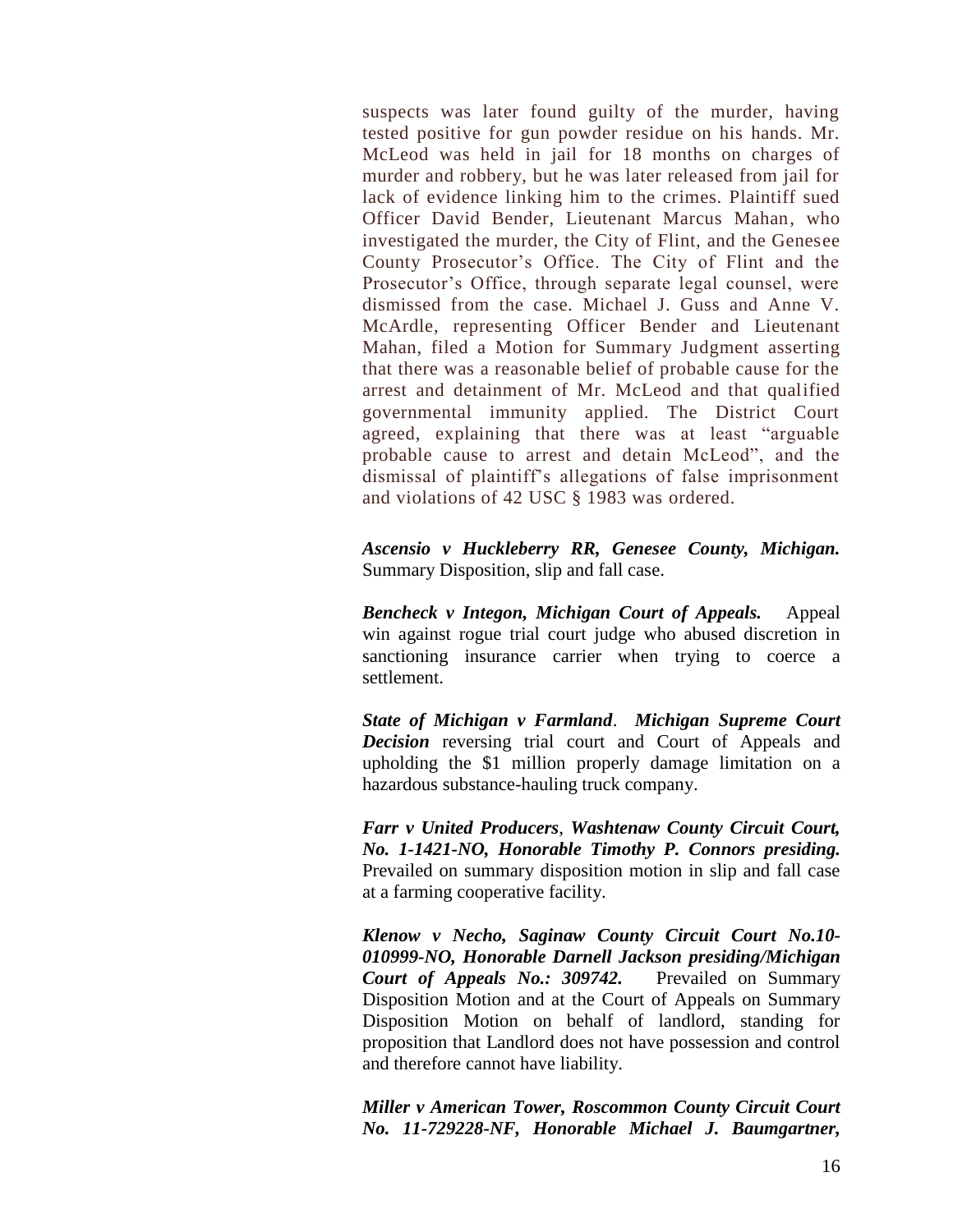suspects was later found guilty of the murder, having tested positive for gun powder residue on his hands. Mr. McLeod was held in jail for 18 months on charges of murder and robbery, but he was later released from jail for lack of evidence linking him to the crimes. Plaintiff sued Officer David Bender, Lieutenant Marcus Mahan, who investigated the murder, the City of Flint, and the Genesee County Prosecutor's Office. The City of Flint and the Prosecutor's Office, through separate legal counsel, were dismissed from the case. Michael J. Guss and Anne V. McArdle, representing Officer Bender and Lieutenant Mahan, filed a Motion for Summary Judgment asserting that there was a reasonable belief of probable cause for the arrest and detainment of Mr. McLeod and that qualified governmental immunity applied. The District Court agreed, explaining that there was at least "arguable probable cause to arrest and detain McLeod", and the dismissal of plaintiff's allegations of false imprisonment and violations of 42 USC § 1983 was ordered.

***Ascensio v Huckleberry RR, Genesee County, Michigan.*** Summary Disposition, slip and fall case.

***Bencheck v Integon, Michigan Court of Appeals.*** Appeal win against rogue trial court judge who abused discretion in sanctioning insurance carrier when trying to coerce a settlement.

***State of Michigan v Farmland*. *Michigan Supreme Court Decision*** reversing trial court and Court of Appeals and upholding the $1 million properly damage limitation on a hazardous substance-hauling truck company.

***Farr v United Producers*, *Washtenaw County Circuit Court, No. 1-1421-NO, Honorable Timothy P. Connors presiding.*** Prevailed on summary disposition motion in slip and fall case at a farming cooperative facility.

***Klenow v Necho, Saginaw County Circuit Court No.10-010999-NO, Honorable Darnell Jackson presiding/Michigan Court of Appeals No.: 309742.*** Prevailed on Summary Disposition Motion and at the Court of Appeals on Summary Disposition Motion on behalf of landlord, standing for proposition that Landlord does not have possession and control and therefore cannot have liability.

***Miller v American Tower, Roscommon County Circuit Court No. 11-729228-NF, Honorable Michael J. Baumgartner,***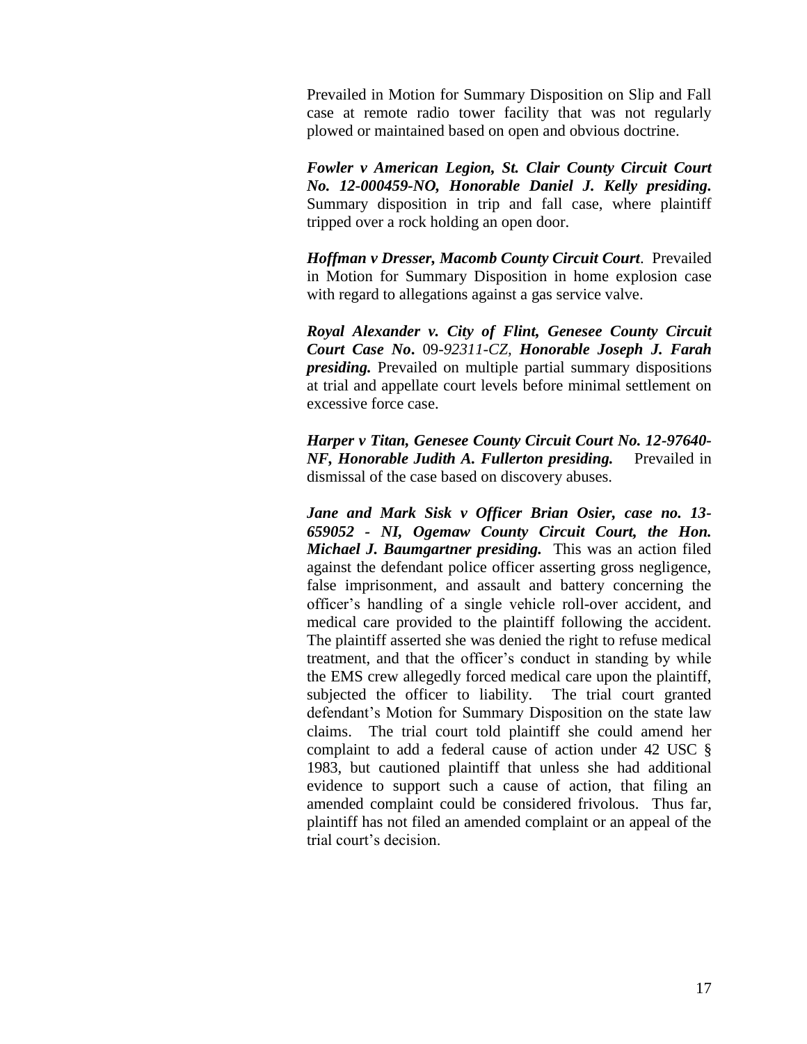Prevailed in Motion for Summary Disposition on Slip and Fall case at remote radio tower facility that was not regularly plowed or maintained based on open and obvious doctrine.

***Fowler v American Legion, St. Clair County Circuit Court No. 12-000459-NO, Honorable Daniel J. Kelly presiding.*** Summary disposition in trip and fall case, where plaintiff tripped over a rock holding an open door.

***Hoffman v Dresser, Macomb County Circuit Court***. Prevailed in Motion for Summary Disposition in home explosion case with regard to allegations against a gas service valve.

***Royal Alexander v. City of Flint, Genesee County Circuit Court Case No***. 09-*92311-CZ,* ***Honorable Joseph J. Farah presiding.*** Prevailed on multiple partial summary dispositions at trial and appellate court levels before minimal settlement on excessive force case.

***Harper v Titan, Genesee County Circuit Court No. 12-97640-NF, Honorable Judith A. Fullerton presiding.*** Prevailed in dismissal of the case based on discovery abuses.

***Jane and Mark Sisk v Officer Brian Osier, case no. 13-659052 - NI, Ogemaw County Circuit Court, the Hon. Michael J. Baumgartner presiding.*** This was an action filed against the defendant police officer asserting gross negligence, false imprisonment, and assault and battery concerning the officer's handling of a single vehicle roll-over accident, and medical care provided to the plaintiff following the accident. The plaintiff asserted she was denied the right to refuse medical treatment, and that the officer's conduct in standing by while the EMS crew allegedly forced medical care upon the plaintiff, subjected the officer to liability. The trial court granted defendant's Motion for Summary Disposition on the state law claims. The trial court told plaintiff she could amend her complaint to add a federal cause of action under 42 USC § 1983, but cautioned plaintiff that unless she had additional evidence to support such a cause of action, that filing an amended complaint could be considered frivolous. Thus far, plaintiff has not filed an amended complaint or an appeal of the trial court's decision.